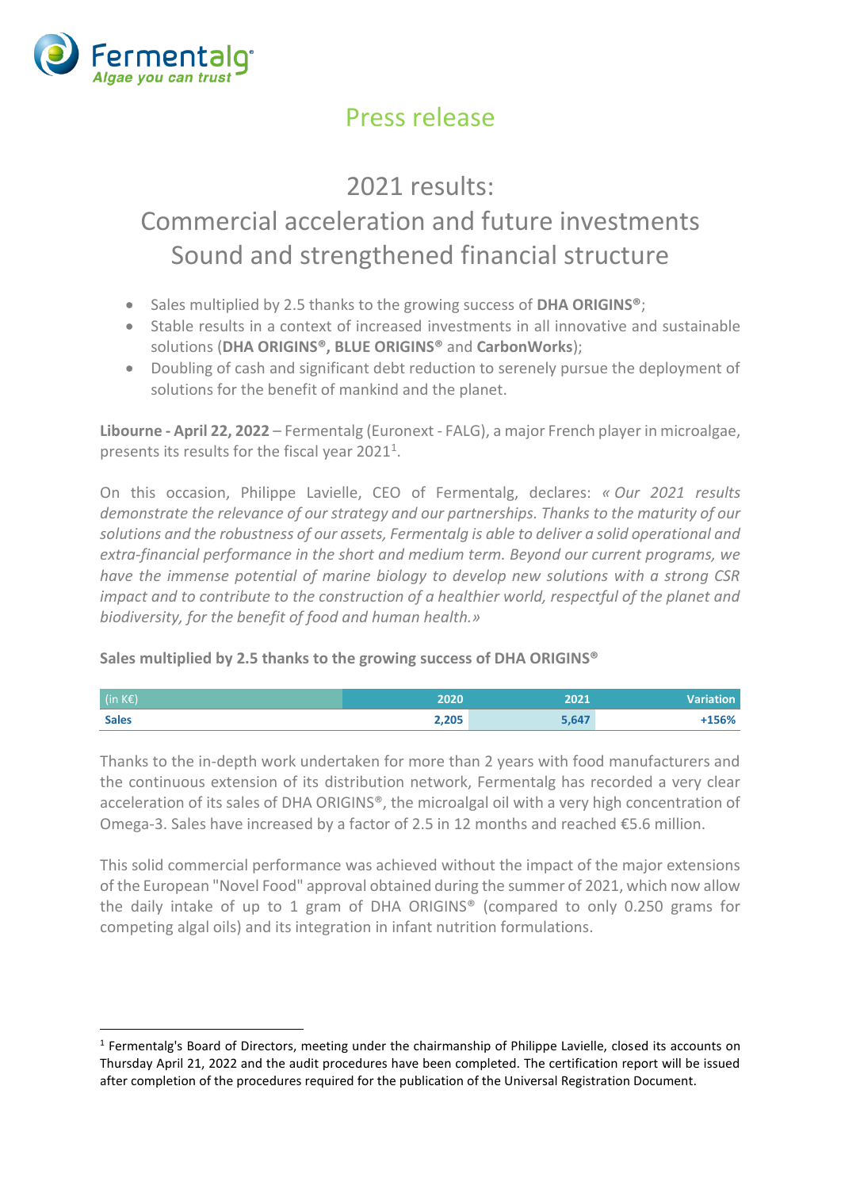Fermentalg
Algae you can trust

# Press release

## 2021 results: Commercial acceleration and future investments Sound and strengthened financial structure

- Sales multiplied by 2.5 thanks to the growing success of **DHA ORIGINS®**;
- Stable results in a context of increased investments in all innovative and sustainable solutions (**DHA ORIGINS®, BLUE ORIGINS®** and **CarbonWorks**);
- Doubling of cash and significant debt reduction to serenely pursue the deployment of solutions for the benefit of mankind and the planet.

**Libourne - April 22, 2022** – Fermentalg (Euronext - FALG), a major French player in microalgae, presents its results for the fiscal year 2021[1].

On this occasion, Philippe Lavielle, CEO of Fermentalg, declares: *« Our 2021 results demonstrate the relevance of our strategy and our partnerships. Thanks to the maturity of our solutions and the robustness of our assets, Fermentalg is able to deliver a solid operational and extra-financial performance in the short and medium term. Beyond our current programs, we have the immense potential of marine biology to develop new solutions with a strong CSR impact and to contribute to the construction of a healthier world, respectful of the planet and biodiversity, for the benefit of food and human health.»*

**Sales multiplied by 2.5 thanks to the growing success of DHA ORIGINS®**

| (in K€) | 2020 | 2021 | Variation |
|---|---|---|---|
| **Sales** | **2,205** | **5,647** | **+156%** |

Thanks to the in-depth work undertaken for more than 2 years with food manufacturers and the continuous extension of its distribution network, Fermentalg has recorded a very clear acceleration of its sales of DHA ORIGINS®, the microalgal oil with a very high concentration of Omega-3. Sales have increased by a factor of 2.5 in 12 months and reached €5.6 million.

This solid commercial performance was achieved without the impact of the major extensions of the European "Novel Food" approval obtained during the summer of 2021, which now allow the daily intake of up to 1 gram of DHA ORIGINS® (compared to only 0.250 grams for competing algal oils) and its integration in infant nutrition formulations.

[1] Fermentalg's Board of Directors, meeting under the chairmanship of Philippe Lavielle, closed its accounts on Thursday April 21, 2022 and the audit procedures have been completed. The certification report will be issued after completion of the procedures required for the publication of the Universal Registration Document.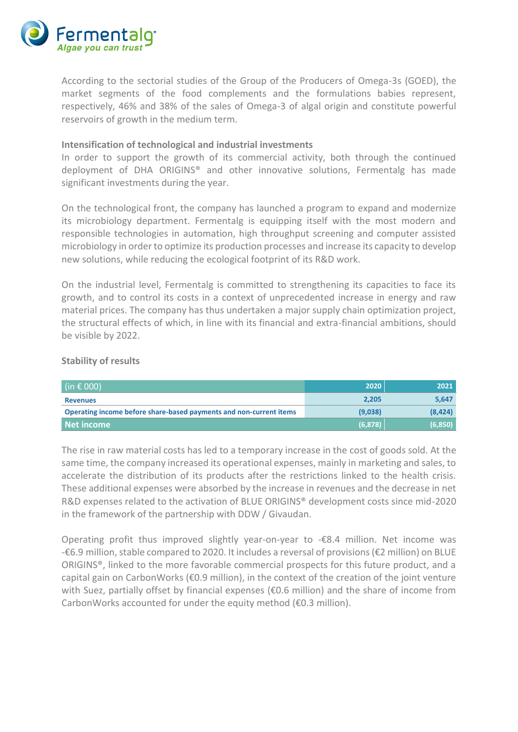According to the sectorial studies of the Group of the Producers of Omega-3s (GOED), the market segments of the food complements and the formulations babies represent, respectively, 46% and 38% of the sales of Omega-3 of algal origin and constitute powerful reservoirs of growth in the medium term.

**Intensification of technological and industrial investments**

In order to support the growth of its commercial activity, both through the continued deployment of DHA ORIGINS® and other innovative solutions, Fermentalg has made significant investments during the year.

On the technological front, the company has launched a program to expand and modernize its microbiology department. Fermentalg is equipping itself with the most modern and responsible technologies in automation, high throughput screening and computer assisted microbiology in order to optimize its production processes and increase its capacity to develop new solutions, while reducing the ecological footprint of its R&D work.

On the industrial level, Fermentalg is committed to strengthening its capacities to face its growth, and to control its costs in a context of unprecedented increase in energy and raw material prices. The company has thus undertaken a major supply chain optimization project, the structural effects of which, in line with its financial and extra-financial ambitions, should be visible by 2022.

**Stability of results**

| (in € 000) | 2020 | 2021 |
|---|---|---|
| **Revenues** | 2,205 | 5,647 |
| **Operating income before share-based payments and non-current items** | (9,038) | (8,424) |
| **Net income** | (6,878) | (6,850) |

The rise in raw material costs has led to a temporary increase in the cost of goods sold. At the same time, the company increased its operational expenses, mainly in marketing and sales, to accelerate the distribution of its products after the restrictions linked to the health crisis. These additional expenses were absorbed by the increase in revenues and the decrease in net R&D expenses related to the activation of BLUE ORIGINS® development costs since mid-2020 in the framework of the partnership with DDW / Givaudan.

Operating profit thus improved slightly year-on-year to -€8.4 million. Net income was -€6.9 million, stable compared to 2020. It includes a reversal of provisions (€2 million) on BLUE ORIGINS®, linked to the more favorable commercial prospects for this future product, and a capital gain on CarbonWorks (€0.9 million), in the context of the creation of the joint venture with Suez, partially offset by financial expenses (€0.6 million) and the share of income from CarbonWorks accounted for under the equity method (€0.3 million).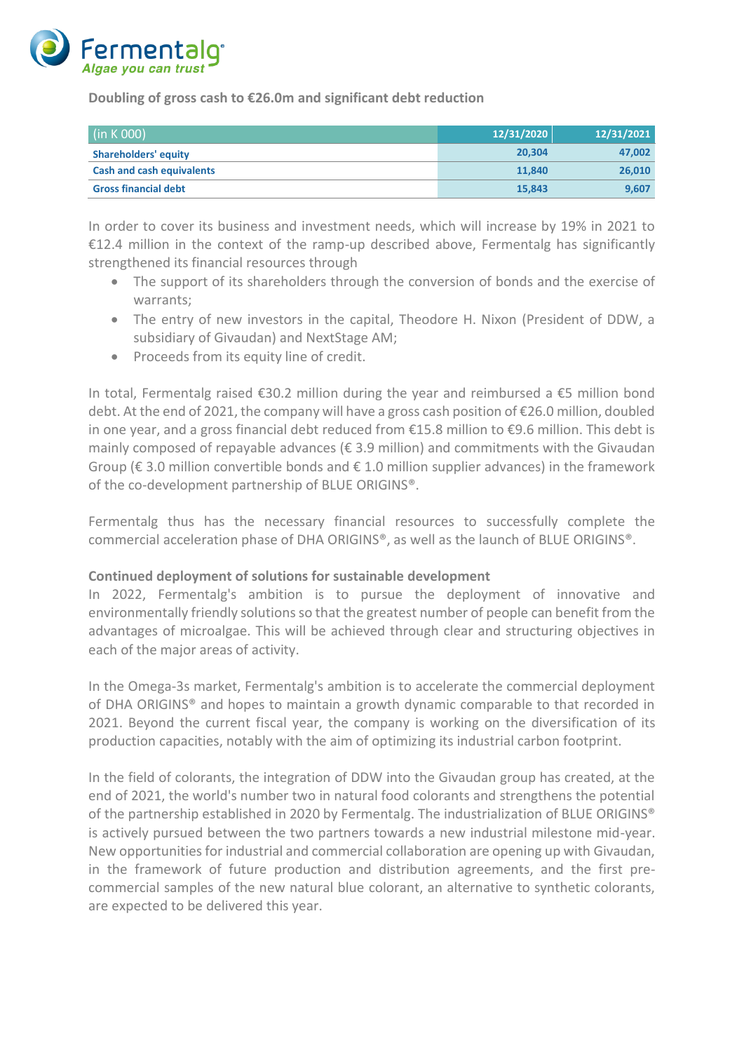**Doubling of gross cash to €26.0m and significant debt reduction**

| (in K 000) | 12/31/2020 | 12/31/2021 |
|---|---|---|
| **Shareholders' equity** | **20,304** | **47,002** |
| **Cash and cash equivalents** | **11,840** | **26,010** |
| **Gross financial debt** | **15,843** | **9,607** |

In order to cover its business and investment needs, which will increase by 19% in 2021 to €12.4 million in the context of the ramp-up described above, Fermentalg has significantly strengthened its financial resources through

- The support of its shareholders through the conversion of bonds and the exercise of warrants;
- The entry of new investors in the capital, Theodore H. Nixon (President of DDW, a subsidiary of Givaudan) and NextStage AM;
- Proceeds from its equity line of credit.

In total, Fermentalg raised €30.2 million during the year and reimbursed a €5 million bond debt. At the end of 2021, the company will have a gross cash position of €26.0 million, doubled in one year, and a gross financial debt reduced from €15.8 million to €9.6 million. This debt is mainly composed of repayable advances (€ 3.9 million) and commitments with the Givaudan Group (€ 3.0 million convertible bonds and € 1.0 million supplier advances) in the framework of the co-development partnership of BLUE ORIGINS®.

Fermentalg thus has the necessary financial resources to successfully complete the commercial acceleration phase of DHA ORIGINS®, as well as the launch of BLUE ORIGINS®.

**Continued deployment of solutions for sustainable development**

In 2022, Fermentalg's ambition is to pursue the deployment of innovative and environmentally friendly solutions so that the greatest number of people can benefit from the advantages of microalgae. This will be achieved through clear and structuring objectives in each of the major areas of activity.

In the Omega-3s market, Fermentalg's ambition is to accelerate the commercial deployment of DHA ORIGINS® and hopes to maintain a growth dynamic comparable to that recorded in 2021. Beyond the current fiscal year, the company is working on the diversification of its production capacities, notably with the aim of optimizing its industrial carbon footprint.

In the field of colorants, the integration of DDW into the Givaudan group has created, at the end of 2021, the world's number two in natural food colorants and strengthens the potential of the partnership established in 2020 by Fermentalg. The industrialization of BLUE ORIGINS® is actively pursued between the two partners towards a new industrial milestone mid-year. New opportunities for industrial and commercial collaboration are opening up with Givaudan, in the framework of future production and distribution agreements, and the first pre-commercial samples of the new natural blue colorant, an alternative to synthetic colorants, are expected to be delivered this year.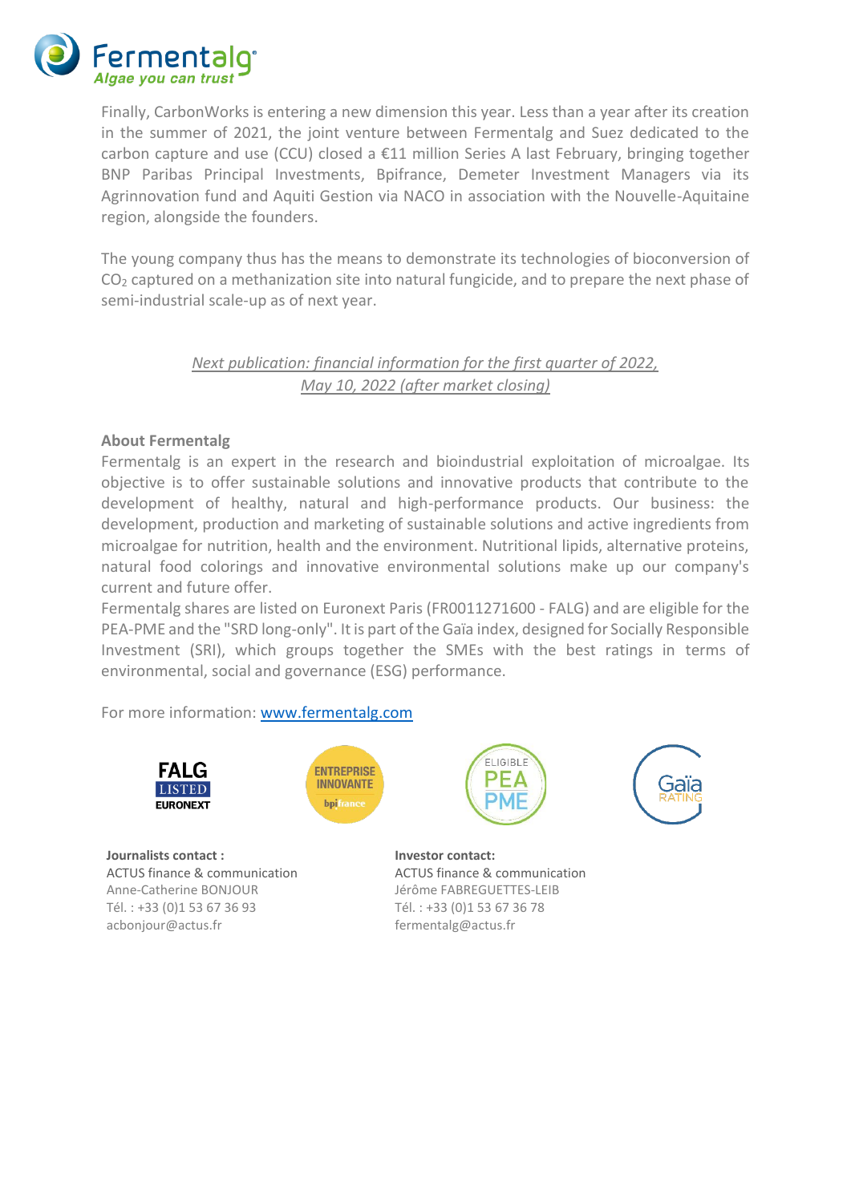Finally, CarbonWorks is entering a new dimension this year. Less than a year after its creation in the summer of 2021, the joint venture between Fermentalg and Suez dedicated to the carbon capture and use (CCU) closed a €11 million Series A last February, bringing together BNP Paribas Principal Investments, Bpifrance, Demeter Investment Managers via its Agrinnovation fund and Aquiti Gestion via NACO in association with the Nouvelle-Aquitaine region, alongside the founders.

The young company thus has the means to demonstrate its technologies of bioconversion of $CO_2$ captured on a methanization site into natural fungicide, and to prepare the next phase of semi-industrial scale-up as of next year.

*Next publication: financial information for the first quarter of 2022, May 10, 2022 (after market closing)*

**About Fermentalg**

Fermentalg is an expert in the research and bioindustrial exploitation of microalgae. Its objective is to offer sustainable solutions and innovative products that contribute to the development of healthy, natural and high-performance products. Our business: the development, production and marketing of sustainable solutions and active ingredients from microalgae for nutrition, health and the environment. Nutritional lipids, alternative proteins, natural food colorings and innovative environmental solutions make up our company's current and future offer.

Fermentalg shares are listed on Euronext Paris (FR0011271600 - FALG) and are eligible for the PEA-PME and the "SRD long-only". It is part of the Gaïa index, designed for Socially Responsible Investment (SRI), which groups together the SMEs with the best ratings in terms of environmental, social and governance (ESG) performance.

For more information: [www.fermentalg.com](www.fermentalg.com)

**Journalists contact :**
ACTUS finance & communication
Anne-Catherine BONJOUR
Tél. : +33 (0)1 53 67 36 93
acbonjour@actus.fr

**Investor contact:**
ACTUS finance & communication
Jérôme FABREGUETTES-LEIB
Tél. : +33 (0)1 53 67 36 78
fermentalg@actus.fr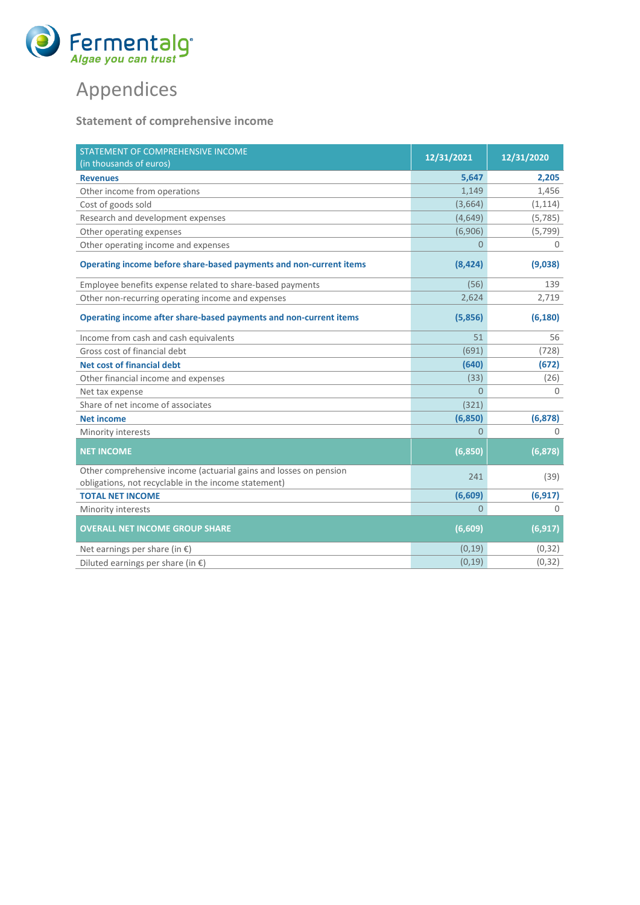# Appendices

## Statement of comprehensive income

| STATEMENT OF COMPREHENSIVE INCOME (in thousands of euros) | 12/31/2021 | 12/31/2020 |
|---|---|---|
| **Revenues** | **5,647** | **2,205** |
| Other income from operations | 1,149 | 1,456 |
| Cost of goods sold | (3,664) | (1,114) |
| Research and development expenses | (4,649) | (5,785) |
| Other operating expenses | (6,906) | (5,799) |
| Other operating income and expenses | 0 | 0 |
| **Operating income before share-based payments and non-current items** | **(8,424)** | **(9,038)** |
| Employee benefits expense related to share-based payments | (56) | 139 |
| Other non-recurring operating income and expenses | 2,624 | 2,719 |
| **Operating income after share-based payments and non-current items** | **(5,856)** | **(6,180)** |
| Income from cash and cash equivalents | 51 | 56 |
| Gross cost of financial debt | (691) | (728) |
| **Net cost of financial debt** | **(640)** | **(672)** |
| Other financial income and expenses | (33) | (26) |
| Net tax expense | 0 | 0 |
| Share of net income of associates | (321) | |
| **Net income** | **(6,850)** | **(6,878)** |
| Minority interests | 0 | 0 |
| **NET INCOME** | **(6,850)** | **(6,878)** |
| Other comprehensive income (actuarial gains and losses on pension obligations, not recyclable in the income statement) | 241 | (39) |
| **TOTAL NET INCOME** | **(6,609)** | **(6,917)** |
| Minority interests | 0 | 0 |
| **OVERALL NET INCOME GROUP SHARE** | **(6,609)** | **(6,917)** |
| Net earnings per share (in €) | (0,19) | (0,32) |
| Diluted earnings per share (in €) | (0,19) | (0,32) |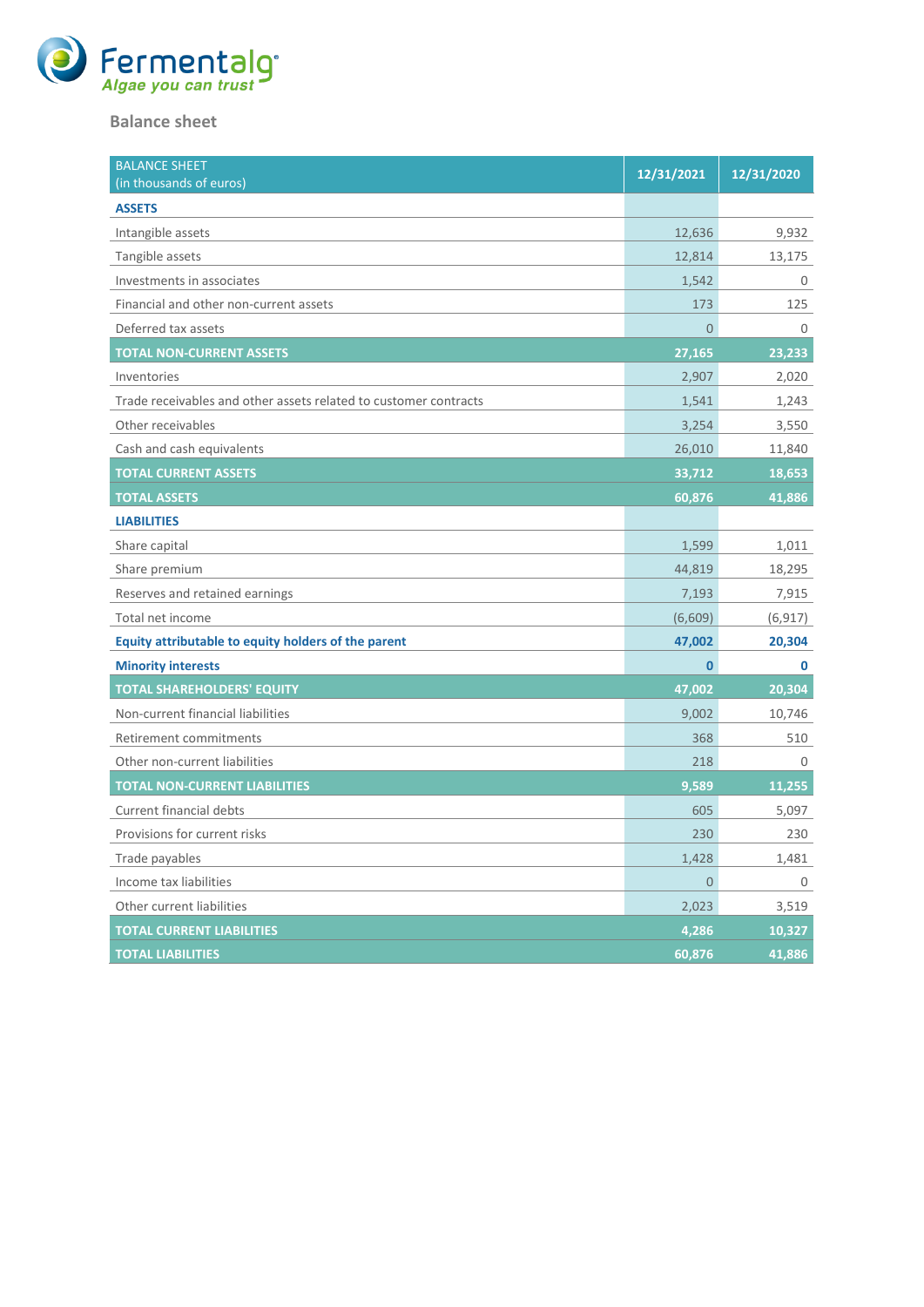Fermentalg
Algae you can trust

## Balance sheet

| BALANCE SHEET (in thousands of euros) | 12/31/2021 | 12/31/2020 |
|---|---|---|
| **ASSETS** | | |
| Intangible assets | 12,636 | 9,932 |
| Tangible assets | 12,814 | 13,175 |
| Investments in associates | 1,542 | 0 |
| Financial and other non-current assets | 173 | 125 |
| Deferred tax assets | 0 | 0 |
| **TOTAL NON-CURRENT ASSETS** | **27,165** | **23,233** |
| Inventories | 2,907 | 2,020 |
| Trade receivables and other assets related to customer contracts | 1,541 | 1,243 |
| Other receivables | 3,254 | 3,550 |
| Cash and cash equivalents | 26,010 | 11,840 |
| **TOTAL CURRENT ASSETS** | **33,712** | **18,653** |
| **TOTAL ASSETS** | **60,876** | **41,886** |
| **LIABILITIES** | | |
| Share capital | 1,599 | 1,011 |
| Share premium | 44,819 | 18,295 |
| Reserves and retained earnings | 7,193 | 7,915 |
| Total net income | (6,609) | (6,917) |
| **Equity attributable to equity holders of the parent** | **47,002** | **20,304** |
| **Minority interests** | **0** | **0** |
| **TOTAL SHAREHOLDERS' EQUITY** | **47,002** | **20,304** |
| Non-current financial liabilities | 9,002 | 10,746 |
| Retirement commitments | 368 | 510 |
| Other non-current liabilities | 218 | 0 |
| **TOTAL NON-CURRENT LIABILITIES** | **9,589** | **11,255** |
| Current financial debts | 605 | 5,097 |
| Provisions for current risks | 230 | 230 |
| Trade payables | 1,428 | 1,481 |
| Income tax liabilities | 0 | 0 |
| Other current liabilities | 2,023 | 3,519 |
| **TOTAL CURRENT LIABILITIES** | **4,286** | **10,327** |
| **TOTAL LIABILITIES** | **60,876** | **41,886** |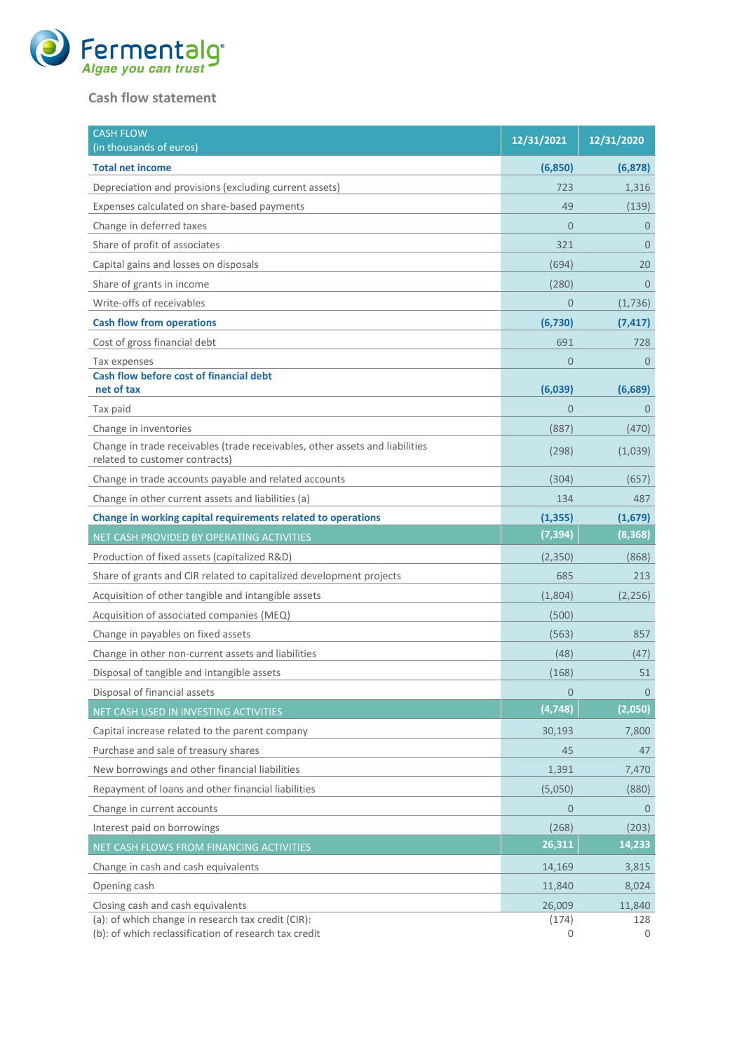Fermentalg
*Algae you can trust*

## Cash flow statement

| CASH FLOW (in thousands of euros) | 12/31/2021 | 12/31/2020 |
|---|---|---|
| **Total net income** | **(6,850)** | **(6,878)** |
| Depreciation and provisions (excluding current assets) | 723 | 1,316 |
| Expenses calculated on share-based payments | 49 | (139) |
| Change in deferred taxes | 0 | 0 |
| Share of profit of associates | 321 | 0 |
| Capital gains and losses on disposals | (694) | 20 |
| Share of grants in income | (280) | 0 |
| Write-offs of receivables | 0 | (1,736) |
| **Cash flow from operations** | **(6,730)** | **(7,417)** |
| Cost of gross financial debt | 691 | 728 |
| Tax expenses | 0 | 0 |
| **Cash flow before cost of financial debt net of tax** | **(6,039)** | **(6,689)** |
| Tax paid | 0 | 0 |
| Change in inventories | (887) | (470) |
| Change in trade receivables (trade receivables, other assets and liabilities related to customer contracts) | (298) | (1,039) |
| Change in trade accounts payable and related accounts | (304) | (657) |
| Change in other current assets and liabilities (a) | 134 | 487 |
| **Change in working capital requirements related to operations** | **(1,355)** | **(1,679)** |
| NET CASH PROVIDED BY OPERATING ACTIVITIES | **(7,394)** | **(8,368)** |
| Production of fixed assets (capitalized R&D) | (2,350) | (868) |
| Share of grants and CIR related to capitalized development projects | 685 | 213 |
| Acquisition of other tangible and intangible assets | (1,804) | (2,256) |
| Acquisition of associated companies (MEQ) | (500) | |
| Change in payables on fixed assets | (563) | 857 |
| Change in other non-current assets and liabilities | (48) | (47) |
| Disposal of tangible and intangible assets | (168) | 51 |
| Disposal of financial assets | 0 | 0 |
| NET CASH USED IN INVESTING ACTIVITIES | **(4,748)** | **(2,050)** |
| Capital increase related to the parent company | 30,193 | 7,800 |
| Purchase and sale of treasury shares | 45 | 47 |
| New borrowings and other financial liabilities | 1,391 | 7,470 |
| Repayment of loans and other financial liabilities | (5,050) | (880) |
| Change in current accounts | 0 | 0 |
| Interest paid on borrowings | (268) | (203) |
| NET CASH FLOWS FROM FINANCING ACTIVITIES | **26,311** | **14,233** |
| Change in cash and cash equivalents | 14,169 | 3,815 |
| Opening cash | 11,840 | 8,024 |
| Closing cash and cash equivalents | 26,009 | 11,840 |
| (a): of which change in research tax credit (CIR): | (174) | 128 |
| (b): of which reclassification of research tax credit | 0 | 0 |